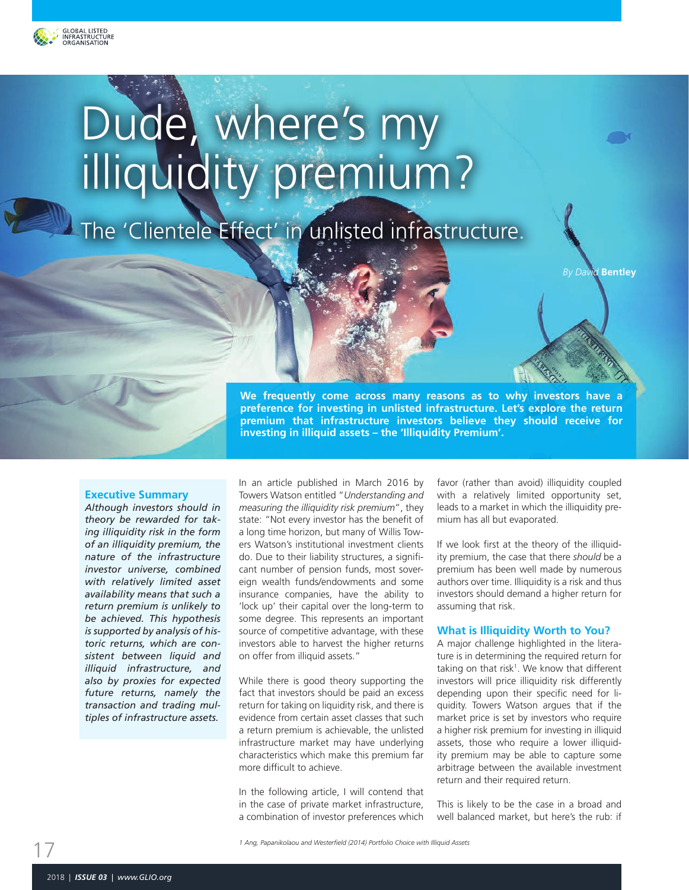# Dude, where's my illiquidity premium?

## The 'Clientele Effect' in unlisted infrastructure.

*By David* **Bentley**

**We frequently come across many reasons as to why investors have a preference for investing in unlisted infrastructure. Let's explore the return premium that infrastructure investors believe they should receive for investing in illiquid assets – the 'Illiquidity Premium'.**

### Executive Summary

*Although investors should in theory be rewarded for taking illiquidity risk in the form of an illiquidity premium, the nature of the infrastructure investor universe, combined with relatively limited asset availability means that such a return premium is unlikely to be achieved. This hypothesis is supported by analysis of historic returns, which are consistent between liquid and illiquid infrastructure, and also by proxies for expected future returns, namely the transaction and trading multiples of infrastructure assets.*

In an article published in March 2016 by Towers Watson entitled "*Understanding and measuring the illiquidity risk premium*", they state: "Not every investor has the benefit of a long time horizon, but many of Willis Towers Watson's institutional investment clients do. Due to their liability structures, a significant number of pension funds, most sovereign wealth funds/endowments and some insurance companies, have the ability to 'lock up' their capital over the long-term to some degree. This represents an important source of competitive advantage, with these investors able to harvest the higher returns on offer from illiquid assets."

While there is good theory supporting the fact that investors should be paid an excess return for taking on liquidity risk, and there is evidence from certain asset classes that such a return premium is achievable, the unlisted infrastructure market may have underlying characteristics which make this premium far more difficult to achieve.

In the following article, I will contend that in the case of private market infrastructure, a combination of investor preferences which favor (rather than avoid) illiquidity coupled with a relatively limited opportunity set, leads to a market in which the illiquidity premium has all but evaporated.

If we look first at the theory of the illiquidity premium, the case that there *should* be a premium has been well made by numerous authors over time. Illiquidity is a risk and thus investors should demand a higher return for assuming that risk.

### What is Illiquidity Worth to You?

A major challenge highlighted in the literature is in determining the required return for taking on that risk[1]. We know that different investors will price illiquidity risk differently depending upon their specific need for liquidity. Towers Watson argues that if the market price is set by investors who require a higher risk premium for investing in illiquid assets, those who require a lower illiquidity premium may be able to capture some arbitrage between the available investment return and their required return.

This is likely to be the case in a broad and well balanced market, but here's the rub: if

*1 Ang, Papanikolaou and Westerfield (2014) Portfolio Choice with Illiquid Assets*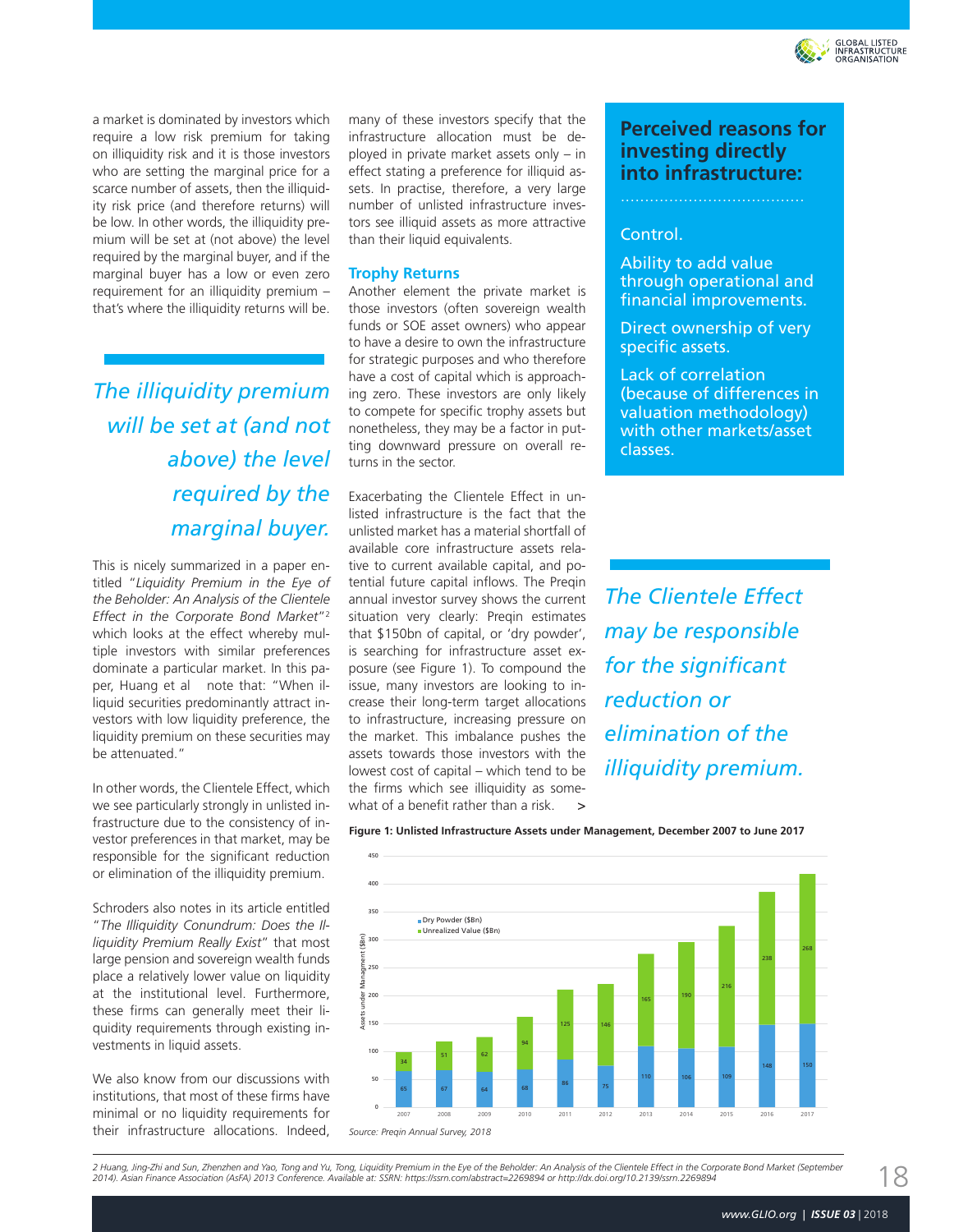a market is dominated by investors which require a low risk premium for taking on illiquidity risk and it is those investors who are setting the marginal price for a scarce number of assets, then the illiquidity risk price (and therefore returns) will be low. In other words, the illiquidity premium will be set at (not above) the level required by the marginal buyer, and if the marginal buyer has a low or even zero requirement for an illiquidity premium – that's where the illiquidity returns will be.

*The illiquidity premium will be set at (and not above) the level required by the marginal buyer.*

This is nicely summarized in a paper entitled "*Liquidity Premium in the Eye of the Beholder: An Analysis of the Clientele Effect in the Corporate Bond Market*"[2] which looks at the effect whereby multiple investors with similar preferences dominate a particular market. In this paper, Huang et al note that: "When illiquid securities predominantly attract investors with low liquidity preference, the liquidity premium on these securities may be attenuated."

In other words, the Clientele Effect, which we see particularly strongly in unlisted infrastructure due to the consistency of investor preferences in that market, may be responsible for the significant reduction or elimination of the illiquidity premium.

Schroders also notes in its article entitled "*The Illiquidity Conundrum: Does the Illiquidity Premium Really Exist*" that most large pension and sovereign wealth funds place a relatively lower value on liquidity at the institutional level. Furthermore, these firms can generally meet their liquidity requirements through existing investments in liquid assets.

We also know from our discussions with institutions, that most of these firms have minimal or no liquidity requirements for their infrastructure allocations. Indeed, many of these investors specify that the infrastructure allocation must be deployed in private market assets only – in effect stating a preference for illiquid assets. In practise, therefore, a very large number of unlisted infrastructure investors see illiquid assets as more attractive than their liquid equivalents.

### Trophy Returns

Another element the private market is those investors (often sovereign wealth funds or SOE asset owners) who appear to have a desire to own the infrastructure for strategic purposes and who therefore have a cost of capital which is approaching zero. These investors are only likely to compete for specific trophy assets but nonetheless, they may be a factor in putting downward pressure on overall returns in the sector.

Exacerbating the Clientele Effect in unlisted infrastructure is the fact that the unlisted market has a material shortfall of available core infrastructure assets relative to current available capital, and potential future capital inflows. The Preqin annual investor survey shows the current situation very clearly: Preqin estimates that $150bn of capital, or 'dry powder', is searching for infrastructure asset exposure (see Figure 1). To compound the issue, many investors are looking to increase their long-term target allocations to infrastructure, increasing pressure on the market. This imbalance pushes the assets towards those investors with the lowest cost of capital – which tend to be the firms which see illiquidity as somewhat of a benefit rather than a risk.

## Perceived reasons for investing directly into infrastructure:

- Control.
- Ability to add value through operational and financial improvements.
- Direct ownership of very specific assets.
- Lack of correlation (because of differences in valuation methodology) with other markets/asset classes.

*The Clientele Effect may be responsible for the significant reduction or elimination of the illiquidity premium.*

**Figure 1: Unlisted Infrastructure Assets under Management, December 2007 to June 2017**

| Year | Dry Powder ($Bn) | Unrealized Value ($Bn) |
|---|---|---|
| 2007 | 65 | 34 |
| 2008 | 67 | 51 |
| 2009 | 64 | 62 |
| 2010 | 68 | 94 |
| 2011 | 86 | 125 |
| 2012 | 75 | 146 |
| 2013 | 110 | 165 |
| 2014 | 106 | 190 |
| 2015 | 109 | 216 |
| 2016 | 148 | 238 |
| 2017 | 150 | 268 |

*Source: Preqin Annual Survey, 2018*

2 Huang, Jing-Zhi and Sun, Zhenzhen and Yao, Tong and Yu, Tong, Liquidity Premium in the Eye of the Beholder: An Analysis of the Clientele Effect in the Corporate Bond Market (September 2014). Asian Finance Association (AsFA) 2013 Conference. Available at: SSRN: https://ssrn.com/abstract=2269894 or http://dx.doi.org/10.2139/ssrn.2269894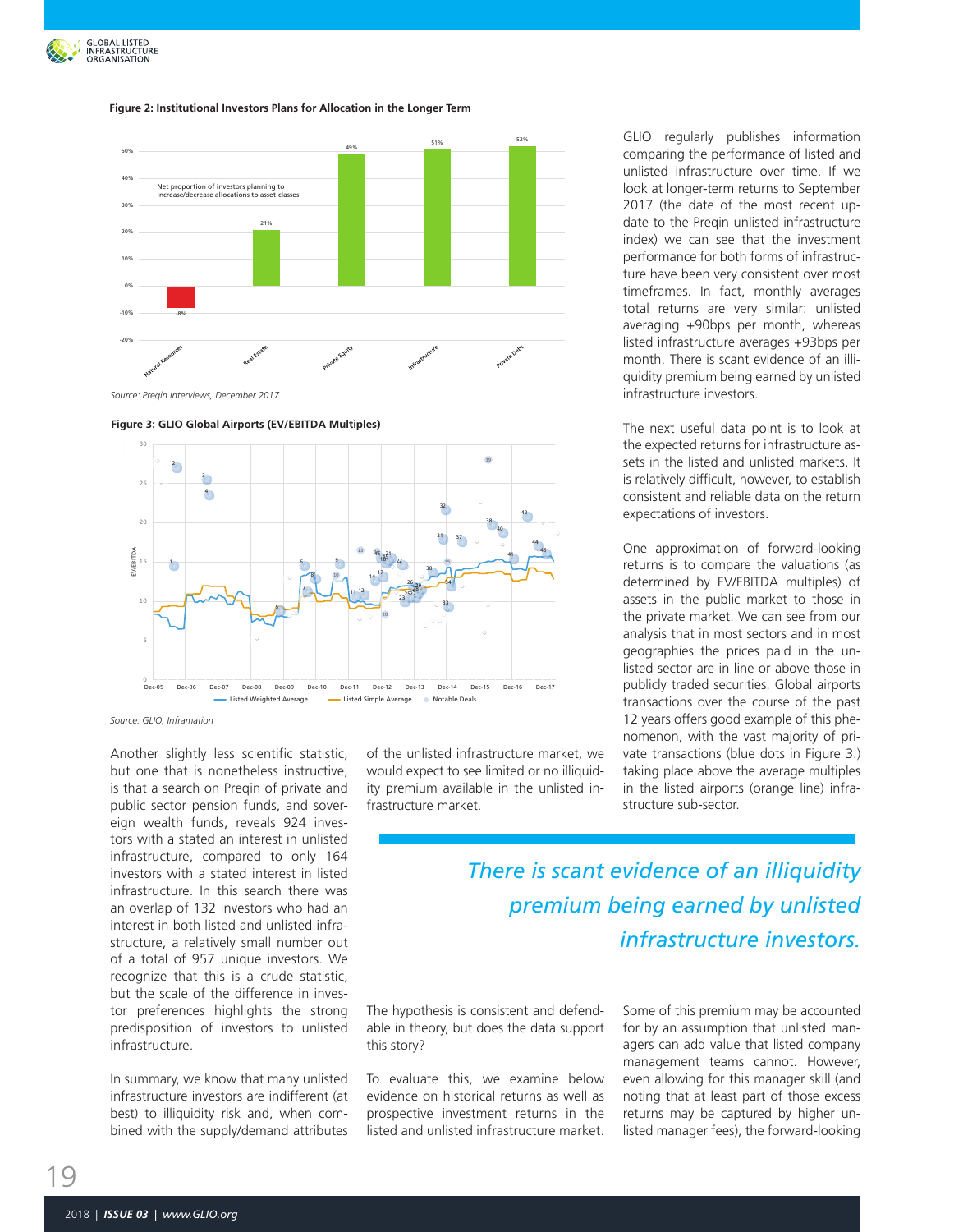**Figure 2: Institutional Investors Plans for Allocation in the Longer Term**

Net proportion of investors planning to increase/decrease allocations to asset-classes

| Asset class | Net proportion |
|---|---|
| Natural Resources | -8% |
| Real Estate | 21% |
| Private Equity | 49% |
| Infrastructure | 51% |
| Private Debt | 52% |

*Source: Preqin Interviews, December 2017*

**Figure 3: GLIO Global Airports (EV/EBITDA Multiples)**

Listed Weighted Average — Listed Simple Average — Notable Deals

*Source: GLIO, Inframation*

Another slightly less scientific statistic, but one that is nonetheless instructive, is that a search on Preqin of private and public sector pension funds, and sovereign wealth funds, reveals 924 investors with a stated an interest in unlisted infrastructure, compared to only 164 investors with a stated interest in listed infrastructure. In this search there was an overlap of 132 investors who had an interest in both listed and unlisted infrastructure, a relatively small number out of a total of 957 unique investors. We recognize that this is a crude statistic, but the scale of the difference in investor preferences highlights the strong predisposition of investors to unlisted infrastructure.

In summary, we know that many unlisted infrastructure investors are indifferent (at best) to illiquidity risk and, when combined with the supply/demand attributes of the unlisted infrastructure market, we would expect to see limited or no illiquidity premium available in the unlisted infrastructure market.

The hypothesis is consistent and defendable in theory, but does the data support this story?

To evaluate this, we examine below evidence on historical returns as well as prospective investment returns in the listed and unlisted infrastructure market.

GLIO regularly publishes information comparing the performance of listed and unlisted infrastructure over time. If we look at longer-term returns to September 2017 (the date of the most recent update to the Preqin unlisted infrastructure index) we can see that the investment performance for both forms of infrastructure have been very consistent over most timeframes. In fact, monthly averages total returns are very similar: unlisted averaging +90bps per month, whereas listed infrastructure averages +93bps per month. There is scant evidence of an illiquidity premium being earned by unlisted infrastructure investors.

The next useful data point is to look at the expected returns for infrastructure assets in the listed and unlisted markets. It is relatively difficult, however, to establish consistent and reliable data on the return expectations of investors.

One approximation of forward-looking returns is to compare the valuations (as determined by EV/EBITDA multiples) of assets in the public market to those in the private market. We can see from our analysis that in most sectors and in most geographies the prices paid in the unlisted sector are in line or above those in publicly traded securities. Global airports transactions over the course of the past 12 years offers good example of this phenomenon, with the vast majority of private transactions (blue dots in Figure 3.) taking place above the average multiples in the listed airports (orange line) infrastructure sub-sector.

*There is scant evidence of an illiquidity premium being earned by unlisted infrastructure investors.*

Some of this premium may be accounted for by an assumption that unlisted managers can add value that listed company management teams cannot. However, even allowing for this manager skill (and noting that at least part of those excess returns may be captured by higher unlisted manager fees), the forward-looking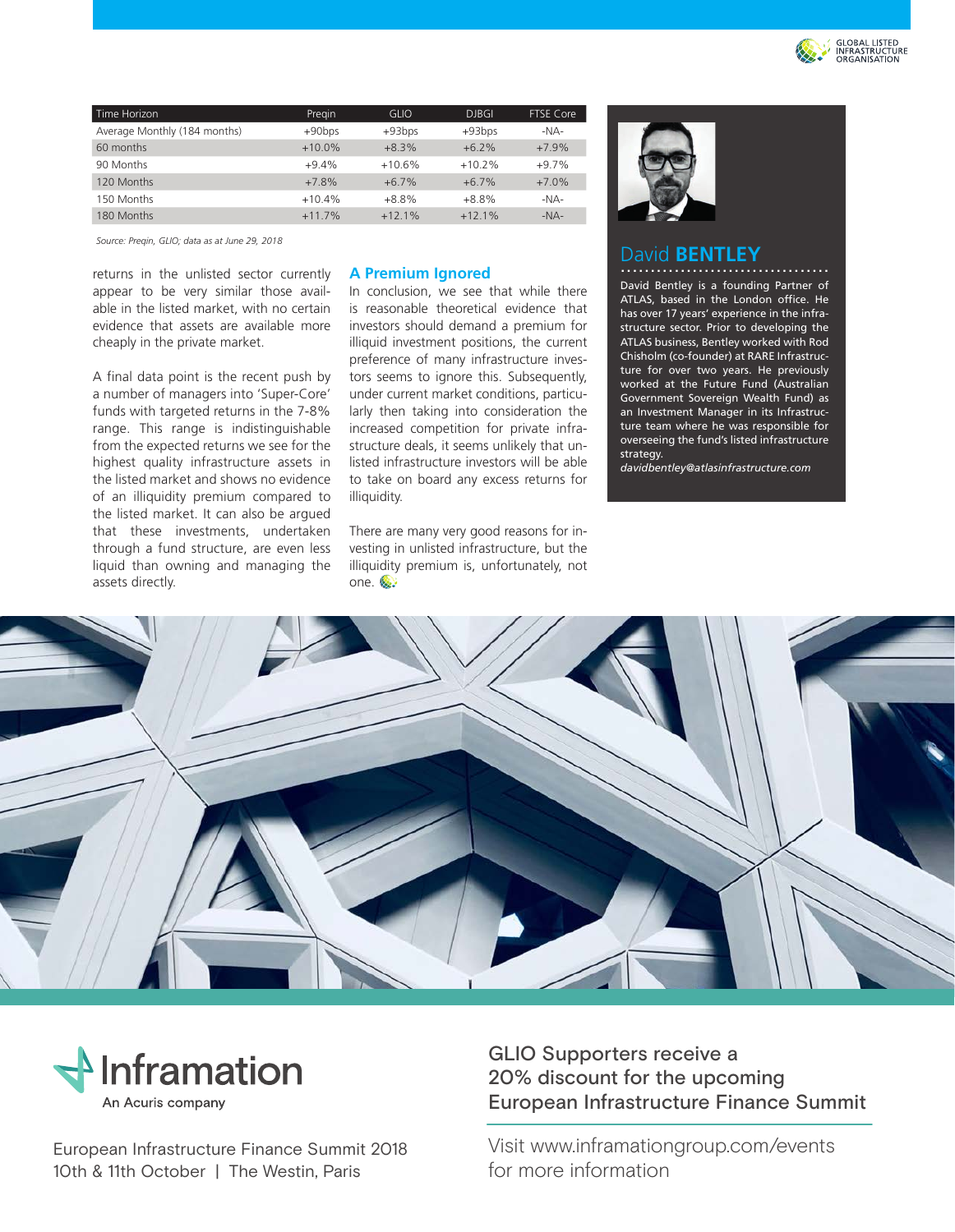| Time Horizon | Preqin | GLIO | DJBGI | FTSE Core |
|---|---|---|---|---|
| Average Monthly (184 months) | +90bps | +93bps | +93bps | -NA- |
| 60 months | +10.0% | +8.3% | +6.2% | +7.9% |
| 90 Months | +9.4% | +10.6% | +10.2% | +9.7% |
| 120 Months | +7.8% | +6.7% | +6.7% | +7.0% |
| 150 Months | +10.4% | +8.8% | +8.8% | -NA- |
| 180 Months | +11.7% | +12.1% | +12.1% | -NA- |

*Source: Preqin, GLIO; data as at June 29, 2018*

returns in the unlisted sector currently appear to be very similar those available in the listed market, with no certain evidence that assets are available more cheaply in the private market.

A final data point is the recent push by a number of managers into 'Super-Core' funds with targeted returns in the 7-8% range. This range is indistinguishable from the expected returns we see for the highest quality infrastructure assets in the listed market and shows no evidence of an illiquidity premium compared to the listed market. It can also be argued that these investments, undertaken through a fund structure, are even less liquid than owning and managing the assets directly.

## A Premium Ignored

In conclusion, we see that while there is reasonable theoretical evidence that investors should demand a premium for illiquid investment positions, the current preference of many infrastructure investors seems to ignore this. Subsequently, under current market conditions, particularly then taking into consideration the increased competition for private infrastructure deals, it seems unlikely that unlisted infrastructure investors will be able to take on board any excess returns for illiquidity.

There are many very good reasons for investing in unlisted infrastructure, but the illiquidity premium is, unfortunately, not one.

## David **BENTLEY**

David Bentley is a founding Partner of ATLAS, based in the London office. He has over 17 years' experience in the infrastructure sector. Prior to developing the ATLAS business, Bentley worked with Rod Chisholm (co-founder) at RARE Infrastructure for over two years. He previously worked at the Future Fund (Australian Government Sovereign Wealth Fund) as an Investment Manager in its Infrastructure team where he was responsible for overseeing the fund's listed infrastructure strategy.
*davidbentley@atlasinfrastructure.com*

Inframation
An Acuris company

European Infrastructure Finance Summit 2018
10th & 11th October | The Westin, Paris

GLIO Supporters receive a 20% discount for the upcoming European Infrastructure Finance Summit

Visit www.inframationgroup.com/events for more information